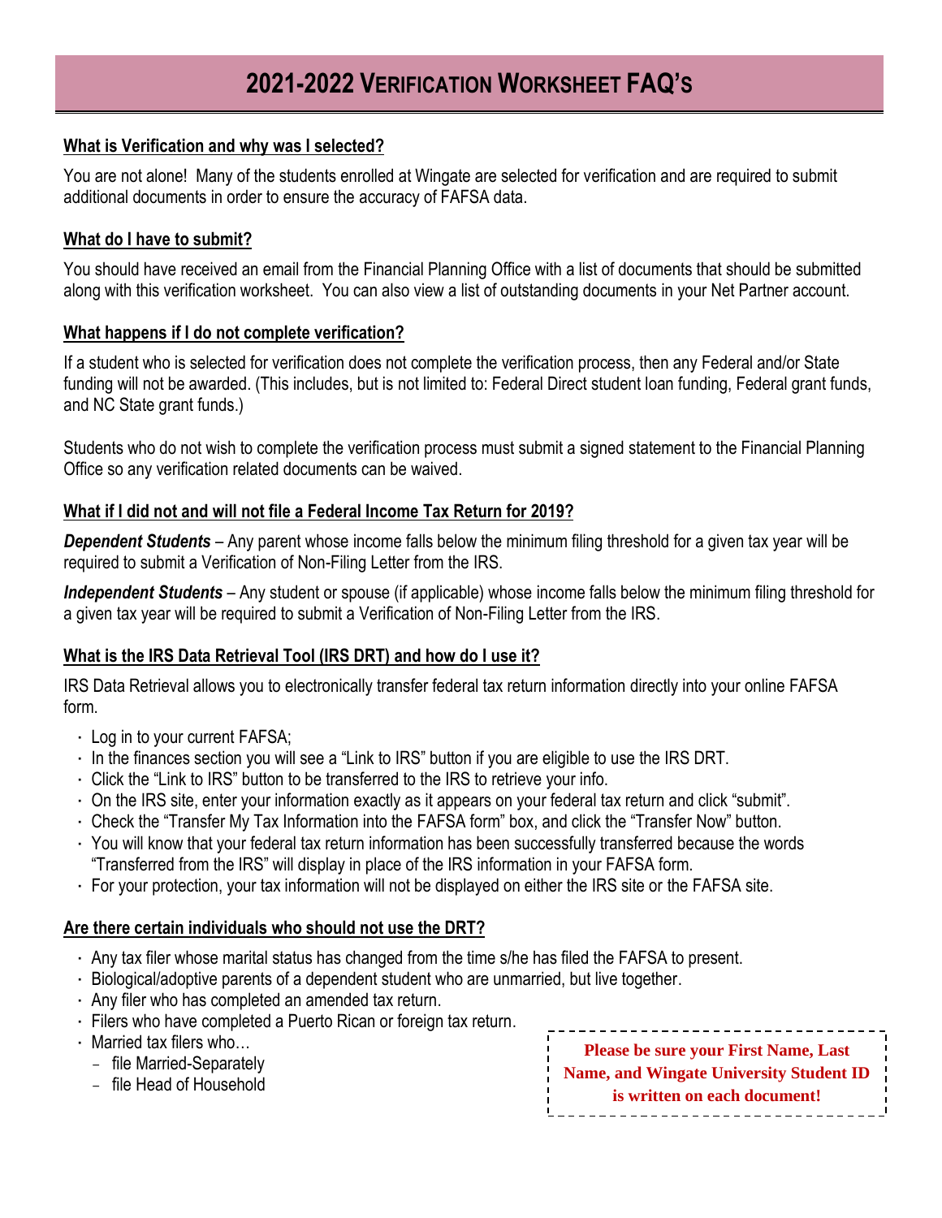# 2021-2022 VERIFICATION WORKSHEET FAQ'S

**What is Verification and why was I selected?**

You are not alone! Many of the students enrolled at Wingate are selected for verification and are required to submit additional documents in order to ensure the accuracy of FAFSA data.

**What do I have to submit?**

You should have received an email from the Financial Planning Office with a list of documents that should be submitted along with this verification worksheet. You can also view a list of outstanding documents in your Net Partner account.

**What happens if I do not complete verification?**

If a student who is selected for verification does not complete the verification process, then any Federal and/or State funding will not be awarded. (This includes, but is not limited to: Federal Direct student loan funding, Federal grant funds, and NC State grant funds.)

Students who do not wish to complete the verification process must submit a signed statement to the Financial Planning Office so any verification related documents can be waived.

**What if I did not and will not file a Federal Income Tax Return for 2019?**

***Dependent Students*** – Any parent whose income falls below the minimum filing threshold for a given tax year will be required to submit a Verification of Non-Filing Letter from the IRS.

***Independent Students*** – Any student or spouse (if applicable) whose income falls below the minimum filing threshold for a given tax year will be required to submit a Verification of Non-Filing Letter from the IRS.

**What is the IRS Data Retrieval Tool (IRS DRT) and how do I use it?**

IRS Data Retrieval allows you to electronically transfer federal tax return information directly into your online FAFSA form.

- Log in to your current FAFSA;
- In the finances section you will see a "Link to IRS" button if you are eligible to use the IRS DRT.
- Click the "Link to IRS" button to be transferred to the IRS to retrieve your info.
- On the IRS site, enter your information exactly as it appears on your federal tax return and click "submit".
- Check the "Transfer My Tax Information into the FAFSA form" box, and click the "Transfer Now" button.
- You will know that your federal tax return information has been successfully transferred because the words "Transferred from the IRS" will display in place of the IRS information in your FAFSA form.
- For your protection, your tax information will not be displayed on either the IRS site or the FAFSA site.

**Are there certain individuals who should not use the DRT?**

- Any tax filer whose marital status has changed from the time s/he has filed the FAFSA to present.
- Biological/adoptive parents of a dependent student who are unmarried, but live together.
- Any filer who has completed an amended tax return.
- Filers who have completed a Puerto Rican or foreign tax return.
- Married tax filers who…
  - file Married-Separately
  - file Head of Household

**Please be sure your First Name, Last Name, and Wingate University Student ID is written on each document!**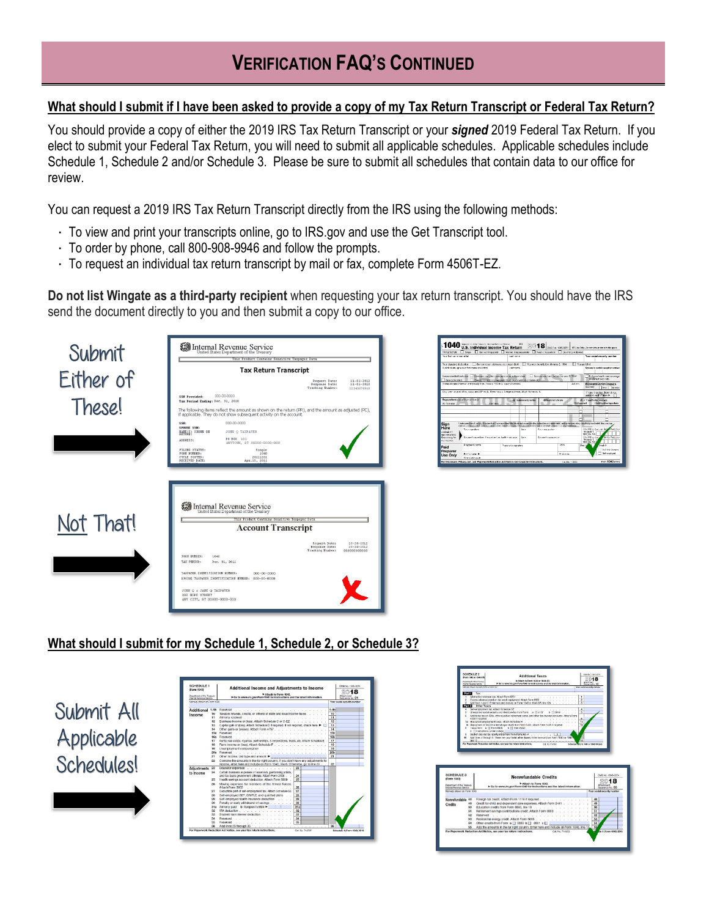# Verification FAQ's Continued

## What should I submit if I have been asked to provide a copy of my Tax Return Transcript or Federal Tax Return?

You should provide a copy of either the 2019 IRS Tax Return Transcript or your ***signed*** 2019 Federal Tax Return. If you elect to submit your Federal Tax Return, you will need to submit all applicable schedules. Applicable schedules include Schedule 1, Schedule 2 and/or Schedule 3. Please be sure to submit all schedules that contain data to our office for review.

You can request a 2019 IRS Tax Return Transcript directly from the IRS using the following methods:

- To view and print your transcripts online, go to IRS.gov and use the Get Transcript tool.
- To order by phone, call 800-908-9946 and follow the prompts.
- To request an individual tax return transcript by mail or fax, complete Form 4506T-EZ.

**Do not list Wingate as a third-party recipient** when requesting your tax return transcript. You should have the IRS send the document directly to you and then submit a copy to our office.

Submit Either of These!

Not That!

## What should I submit for my Schedule 1, Schedule 2, or Schedule 3?

Submit All Applicable Schedules!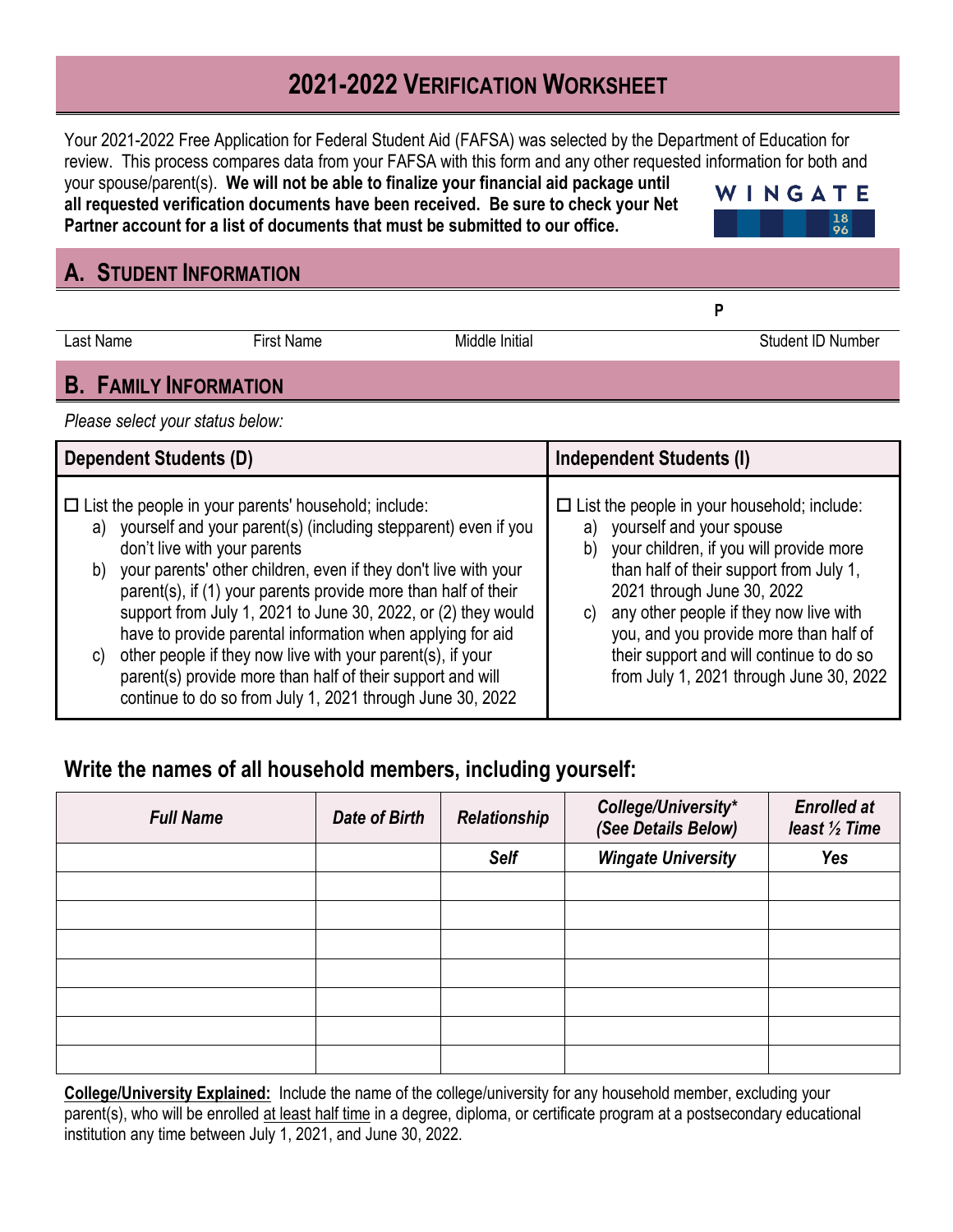# 2021-2022 Verification Worksheet

Your 2021-2022 Free Application for Federal Student Aid (FAFSA) was selected by the Department of Education for review. This process compares data from your FAFSA with this form and any other requested information for both and your spouse/parent(s). **We will not be able to finalize your financial aid package until all requested verification documents have been received. Be sure to check your Net Partner account for a list of documents that must be submitted to our office.**

WINGATE 1896

## A. Student Information

| Last Name | First Name | Middle Initial | P Student ID Number |
|---|---|---|---|

## B. Family Information

*Please select your status below:*

| Dependent Students (D) | Independent Students (I) |
|---|---|
| ☐ List the people in your parents' household; include: a) yourself and your parent(s) (including stepparent) even if you don't live with your parents b) your parents' other children, even if they don't live with your parent(s), if (1) your parents provide more than half of their support from July 1, 2021 to June 30, 2022, or (2) they would have to provide parental information when applying for aid c) other people if they now live with your parent(s), if your parent(s) provide more than half of their support and will continue to do so from July 1, 2021 through June 30, 2022 | ☐ List the people in your household; include: a) yourself and your spouse b) your children, if you will provide more than half of their support from July 1, 2021 through June 30, 2022 c) any other people if they now live with you, and you provide more than half of their support and will continue to do so from July 1, 2021 through June 30, 2022 |

### Write the names of all household members, including yourself:

| *Full Name* | *Date of Birth* | *Relationship* | *College/University\* (See Details Below)* | *Enrolled at least ½ Time* |
|---|---|---|---|---|
| | | ***Self*** | ***Wingate University*** | ***Yes*** |
| | | | | |
| | | | | |
| | | | | |
| | | | | |
| | | | | |
| | | | | |
| | | | | |

**College/University Explained:** Include the name of the college/university for any household member, excluding your parent(s), who will be enrolled at least half time in a degree, diploma, or certificate program at a postsecondary educational institution any time between July 1, 2021, and June 30, 2022.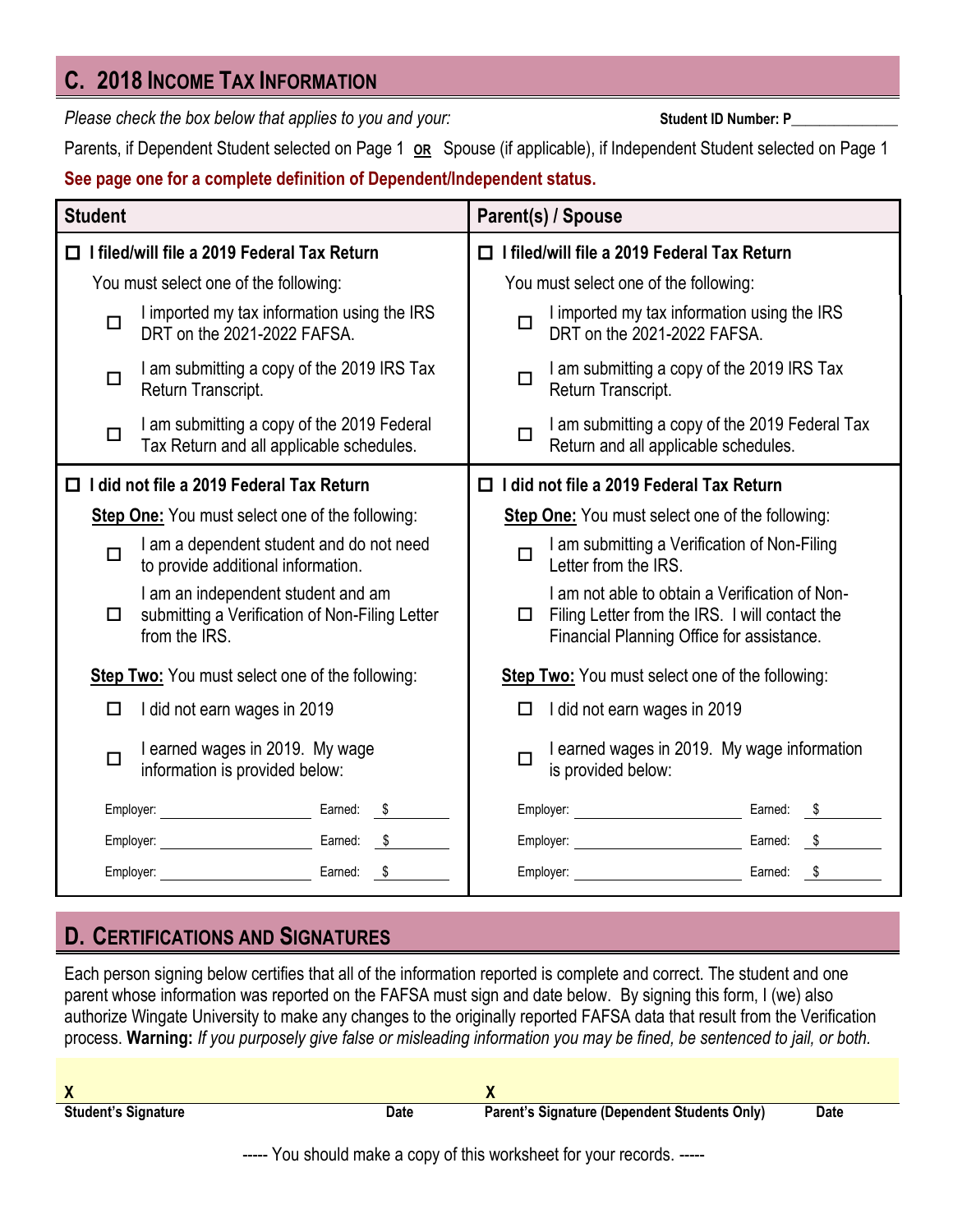## C. 2018 Income Tax Information

*Please check the box below that applies to you and your:* **Student ID Number: P______________**

Parents, if Dependent Student selected on Page 1 **OR** Spouse (if applicable), if Independent Student selected on Page 1

**See page one for a complete definition of Dependent/Independent status.**

| Student | Parent(s) / Spouse |
|---|---|
| ☐ **I filed/will file a 2019 Federal Tax Return** | ☐ **I filed/will file a 2019 Federal Tax Return** |
| You must select one of the following: | You must select one of the following: |
| ☐ I imported my tax information using the IRS DRT on the 2021-2022 FAFSA. | ☐ I imported my tax information using the IRS DRT on the 2021-2022 FAFSA. |
| ☐ I am submitting a copy of the 2019 IRS Tax Return Transcript. | ☐ I am submitting a copy of the 2019 IRS Tax Return Transcript. |
| ☐ I am submitting a copy of the 2019 Federal Tax Return and all applicable schedules. | ☐ I am submitting a copy of the 2019 Federal Tax Return and all applicable schedules. |
| ☐ **I did not file a 2019 Federal Tax Return** | ☐ **I did not file a 2019 Federal Tax Return** |
| **Step One:** You must select one of the following: | **Step One:** You must select one of the following: |
| ☐ I am a dependent student and do not need to provide additional information. | ☐ I am submitting a Verification of Non-Filing Letter from the IRS. |
| ☐ I am an independent student and am submitting a Verification of Non-Filing Letter from the IRS. | ☐ I am not able to obtain a Verification of Non-Filing Letter from the IRS. I will contact the Financial Planning Office for assistance. |
| **Step Two:** You must select one of the following: | **Step Two:** You must select one of the following: |
| ☐ I did not earn wages in 2019 | ☐ I did not earn wages in 2019 |
| ☐ I earned wages in 2019. My wage information is provided below: | ☐ I earned wages in 2019. My wage information is provided below: |
| Employer: ____________ Earned: $ ______ | Employer: ____________ Earned: $ ______ |
| Employer: ____________ Earned: $ ______ | Employer: ____________ Earned: $ ______ |
| Employer: ____________ Earned: $ ______ | Employer: ____________ Earned: $ ______ |

## D. Certifications and Signatures

Each person signing below certifies that all of the information reported is complete and correct. The student and one parent whose information was reported on the FAFSA must sign and date below. By signing this form, I (we) also authorize Wingate University to make any changes to the originally reported FAFSA data that result from the Verification process. **Warning:** *If you purposely give false or misleading information you may be fined, be sentenced to jail, or both.*

X ______________________________ ________
**Student's Signature** **Date**

X ______________________________ ________
**Parent's Signature (Dependent Students Only)** **Date**

----- You should make a copy of this worksheet for your records. -----